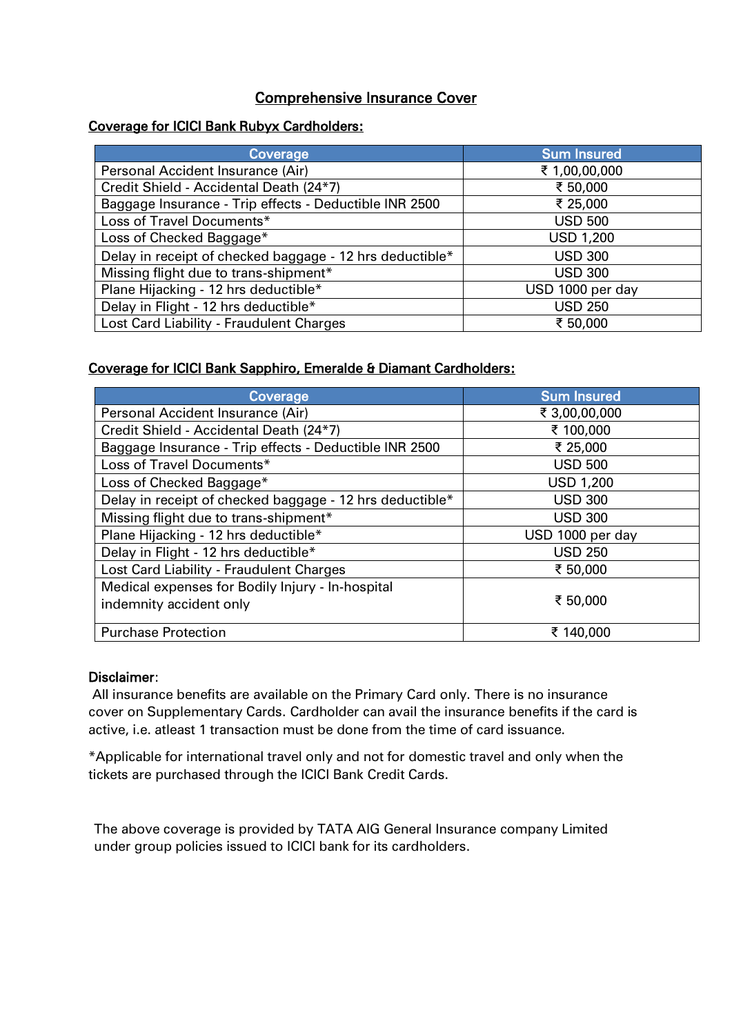# Comprehensive Insurance Cover

## Coverage for ICICI Bank Rubyx Cardholders:

| Coverage | Sum Insured |
|---|---|
| Personal Accident Insurance (Air) | ₹ 1,00,00,000 |
| Credit Shield - Accidental Death (24*7) | ₹ 50,000 |
| Baggage Insurance - Trip effects - Deductible INR 2500 | ₹ 25,000 |
| Loss of Travel Documents* | USD 500 |
| Loss of Checked Baggage* | USD 1,200 |
| Delay in receipt of checked baggage - 12 hrs deductible* | USD 300 |
| Missing flight due to trans-shipment* | USD 300 |
| Plane Hijacking - 12 hrs deductible* | USD 1000 per day |
| Delay in Flight - 12 hrs deductible* | USD 250 |
| Lost Card Liability - Fraudulent Charges | ₹ 50,000 |

## Coverage for ICICI Bank Sapphiro, Emeralde & Diamant Cardholders:

| Coverage | Sum Insured |
|---|---|
| Personal Accident Insurance (Air) | ₹ 3,00,00,000 |
| Credit Shield - Accidental Death (24*7) | ₹ 100,000 |
| Baggage Insurance - Trip effects - Deductible INR 2500 | ₹ 25,000 |
| Loss of Travel Documents* | USD 500 |
| Loss of Checked Baggage* | USD 1,200 |
| Delay in receipt of checked baggage - 12 hrs deductible* | USD 300 |
| Missing flight due to trans-shipment* | USD 300 |
| Plane Hijacking - 12 hrs deductible* | USD 1000 per day |
| Delay in Flight - 12 hrs deductible* | USD 250 |
| Lost Card Liability - Fraudulent Charges | ₹ 50,000 |
| Medical expenses for Bodily Injury - In-hospital indemnity accident only | ₹ 50,000 |
| Purchase Protection | ₹ 140,000 |

**Disclaimer**:

All insurance benefits are available on the Primary Card only. There is no insurance cover on Supplementary Cards. Cardholder can avail the insurance benefits if the card is active, i.e. atleast 1 transaction must be done from the time of card issuance.

*Applicable for international travel only and not for domestic travel and only when the tickets are purchased through the ICICI Bank Credit Cards.

The above coverage is provided by TATA AIG General Insurance company Limited under group policies issued to ICICI bank for its cardholders.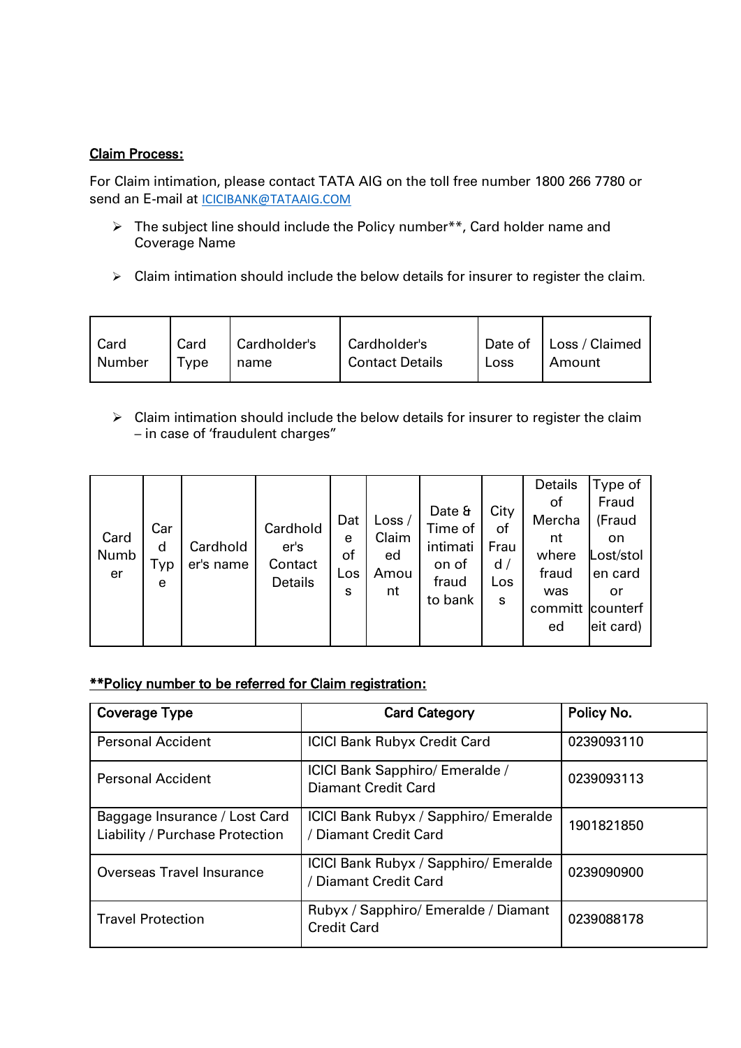**<u>Claim Process:</u>**

For Claim intimation, please contact TATA AIG on the toll free number 1800 266 7780 or send an E-mail at ICICIBANK@TATAAIG.COM

- The subject line should include the Policy number**, Card holder name and Coverage Name
- Claim intimation should include the below details for insurer to register the claim.

| Card Number | Card Type | Cardholder's name | Cardholder's Contact Details | Date of Loss | Loss / Claimed Amount |
|---|---|---|---|---|---|

- Claim intimation should include the below details for insurer to register the claim – in case of 'fraudulent charges"

| Card Number | Card Type | Cardholder's name | Cardholder's Contact Details | Date of Loss | Loss / Claimed Amount | Date & Time of intimation of fraud to bank | City of Fraud / Loss | Details of Merchant where fraud was committed | Type of Fraud (Fraud on Lost/stolen card or counterfeit card) |
|---|---|---|---|---|---|---|---|---|---|

**<u>**Policy number to be referred for Claim registration:</u>**

| Coverage Type | Card Category | Policy No. |
|---|---|---|
| Personal Accident | ICICI Bank Rubyx Credit Card | 0239093110 |
| Personal Accident | ICICI Bank Sapphiro/ Emeralde / Diamant Credit Card | 0239093113 |
| Baggage Insurance / Lost Card Liability / Purchase Protection | ICICI Bank Rubyx / Sapphiro/ Emeralde / Diamant Credit Card | 1901821850 |
| Overseas Travel Insurance | ICICI Bank Rubyx / Sapphiro/ Emeralde / Diamant Credit Card | 0239090900 |
| Travel Protection | Rubyx / Sapphiro/ Emeralde / Diamant Credit Card | 0239088178 |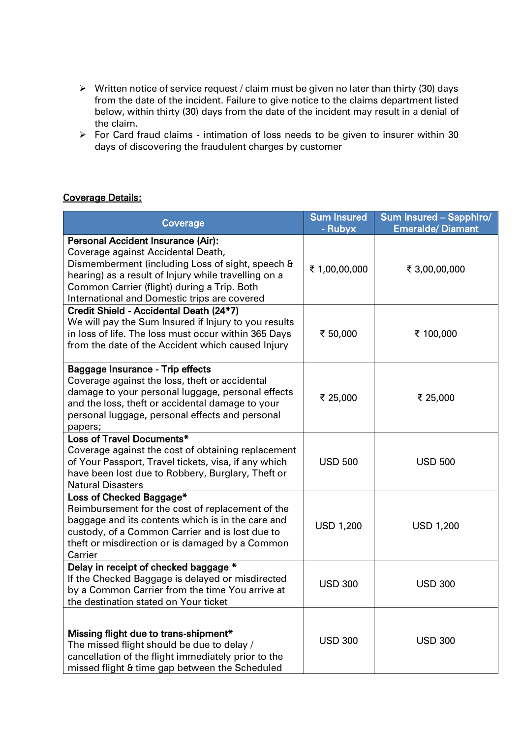- Written notice of service request / claim must be given no later than thirty (30) days from the date of the incident. Failure to give notice to the claims department listed below, within thirty (30) days from the date of the incident may result in a denial of the claim.
- For Card fraud claims - intimation of loss needs to be given to insurer within 30 days of discovering the fraudulent charges by customer

**Coverage Details:**

| Coverage | Sum Insured - Rubyx | Sum Insured – Sapphiro/ Emeralde/ Diamant |
|---|---|---|
| **Personal Accident Insurance (Air):** Coverage against Accidental Death, Dismemberment (including Loss of sight, speech & hearing) as a result of Injury while travelling on a Common Carrier (flight) during a Trip. Both International and Domestic trips are covered | ₹ 1,00,00,000 | ₹ 3,00,00,000 |
| **Credit Shield - Accidental Death (24*7)** We will pay the Sum Insured if Injury to you results in loss of life. The loss must occur within 365 Days from the date of the Accident which caused Injury | ₹ 50,000 | ₹ 100,000 |
| **Baggage Insurance - Trip effects** Coverage against the loss, theft or accidental damage to your personal luggage, personal effects and the loss, theft or accidental damage to your personal luggage, personal effects and personal papers; | ₹ 25,000 | ₹ 25,000 |
| **Loss of Travel Documents*** Coverage against the cost of obtaining replacement of Your Passport, Travel tickets, visa, if any which have been lost due to Robbery, Burglary, Theft or Natural Disasters | USD 500 | USD 500 |
| **Loss of Checked Baggage*** Reimbursement for the cost of replacement of the baggage and its contents which is in the care and custody, of a Common Carrier and is lost due to theft or misdirection or is damaged by a Common Carrier | USD 1,200 | USD 1,200 |
| **Delay in receipt of checked baggage *** If the Checked Baggage is delayed or misdirected by a Common Carrier from the time You arrive at the destination stated on Your ticket | USD 300 | USD 300 |
| **Missing flight due to trans-shipment*** The missed flight should be due to delay / cancellation of the flight immediately prior to the missed flight & time gap between the Scheduled | USD 300 | USD 300 |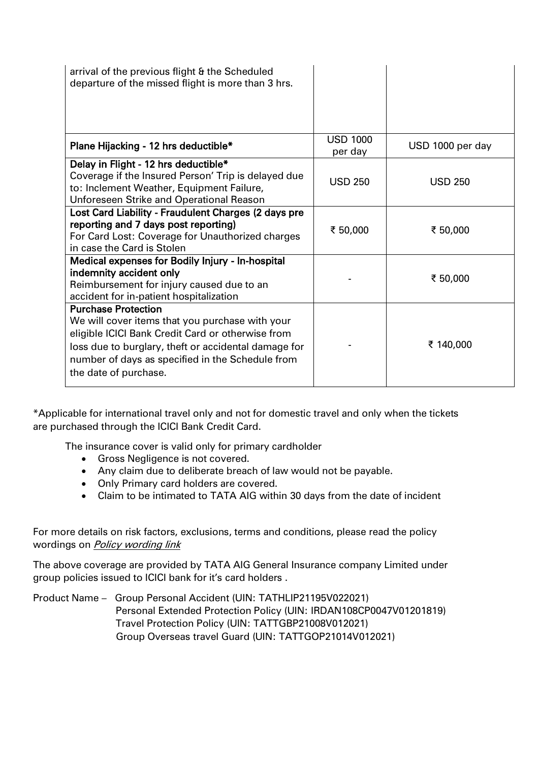| | | |
|---|---|---|
| arrival of the previous flight & the Scheduled departure of the missed flight is more than 3 hrs. | | |
| **Plane Hijacking - 12 hrs deductible*** | USD 1000 per day | USD 1000 per day |
| **Delay in Flight - 12 hrs deductible***<br>Coverage if the Insured Person' Trip is delayed due to: Inclement Weather, Equipment Failure, Unforeseen Strike and Operational Reason | USD 250 | USD 250 |
| **Lost Card Liability - Fraudulent Charges (2 days pre reporting and 7 days post reporting)**<br>For Card Lost: Coverage for Unauthorized charges in case the Card is Stolen | ₹ 50,000 | ₹ 50,000 |
| **Medical expenses for Bodily Injury - In-hospital indemnity accident only**<br>Reimbursement for injury caused due to an accident for in-patient hospitalization | - | ₹ 50,000 |
| **Purchase Protection**<br>We will cover items that you purchase with your eligible ICICI Bank Credit Card or otherwise from loss due to burglary, theft or accidental damage for number of days as specified in the Schedule from the date of purchase. | - | ₹ 140,000 |

*Applicable for international travel only and not for domestic travel and only when the tickets are purchased through the ICICI Bank Credit Card.

The insurance cover is valid only for primary cardholder

- Gross Negligence is not covered.
- Any claim due to deliberate breach of law would not be payable.
- Only Primary card holders are covered.
- Claim to be intimated to TATA AIG within 30 days from the date of incident

For more details on risk factors, exclusions, terms and conditions, please read the policy wordings on *Policy wording link*

The above coverage are provided by TATA AIG General Insurance company Limited under group policies issued to ICICI bank for it's card holders .

Product Name – Group Personal Accident (UIN: TATHLIP21195V022021)
Personal Extended Protection Policy (UIN: IRDAN108CP0047V01201819)
Travel Protection Policy (UIN: TATTGBP21008V012021)
Group Overseas travel Guard (UIN: TATTGOP21014V012021)